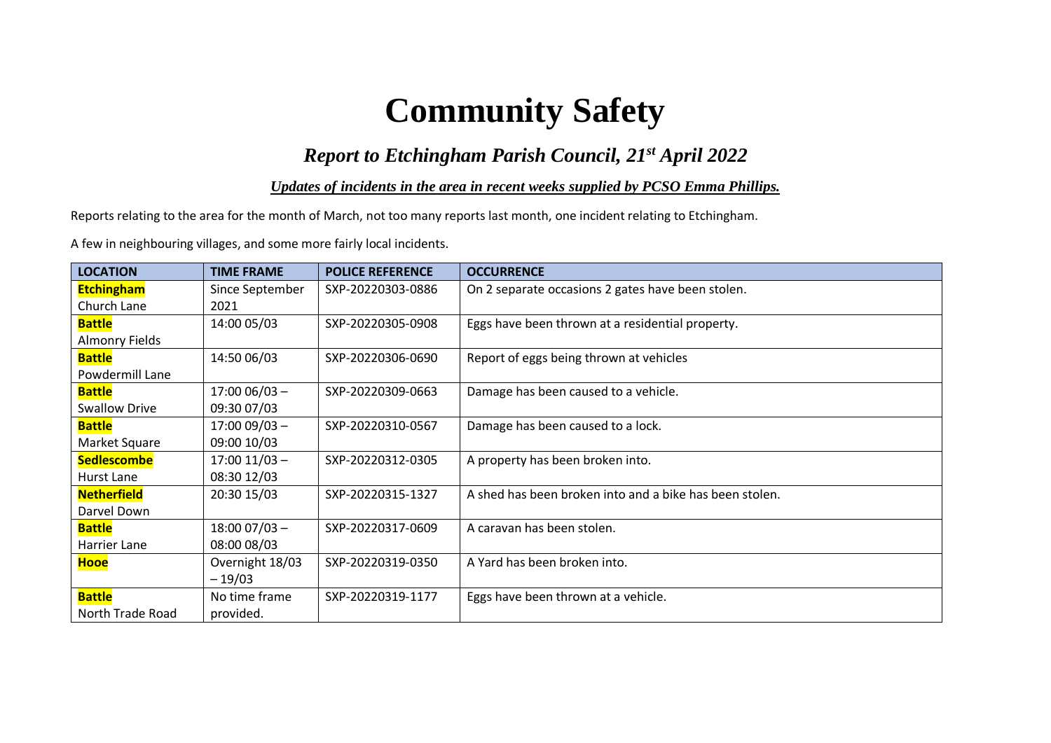# Community Safety

## *Report to Etchingham Parish Council, 21st April 2022*

***Updates of incidents in the area in recent weeks supplied by PCSO Emma Phillips.***

Reports relating to the area for the month of March, not too many reports last month, one incident relating to Etchingham.

A few in neighbouring villages, and some more fairly local incidents.

| LOCATION | TIME FRAME | POLICE REFERENCE | OCCURRENCE |
| --- | --- | --- | --- |
| **Etchingham** Church Lane | Since September 2021 | SXP-20220303-0886 | On 2 separate occasions 2 gates have been stolen. |
| **Battle** Almonry Fields | 14:00 05/03 | SXP-20220305-0908 | Eggs have been thrown at a residential property. |
| **Battle** Powdermill Lane | 14:50 06/03 | SXP-20220306-0690 | Report of eggs being thrown at vehicles |
| **Battle** Swallow Drive | 17:00 06/03 – 09:30 07/03 | SXP-20220309-0663 | Damage has been caused to a vehicle. |
| **Battle** Market Square | 17:00 09/03 – 09:00 10/03 | SXP-20220310-0567 | Damage has been caused to a lock. |
| **Sedlescombe** Hurst Lane | 17:00 11/03 – 08:30 12/03 | SXP-20220312-0305 | A property has been broken into. |
| **Netherfield** Darvel Down | 20:30 15/03 | SXP-20220315-1327 | A shed has been broken into and a bike has been stolen. |
| **Battle** Harrier Lane | 18:00 07/03 – 08:00 08/03 | SXP-20220317-0609 | A caravan has been stolen. |
| **Hooe** | Overnight 18/03 – 19/03 | SXP-20220319-0350 | A Yard has been broken into. |
| **Battle** North Trade Road | No time frame provided. | SXP-20220319-1177 | Eggs have been thrown at a vehicle. |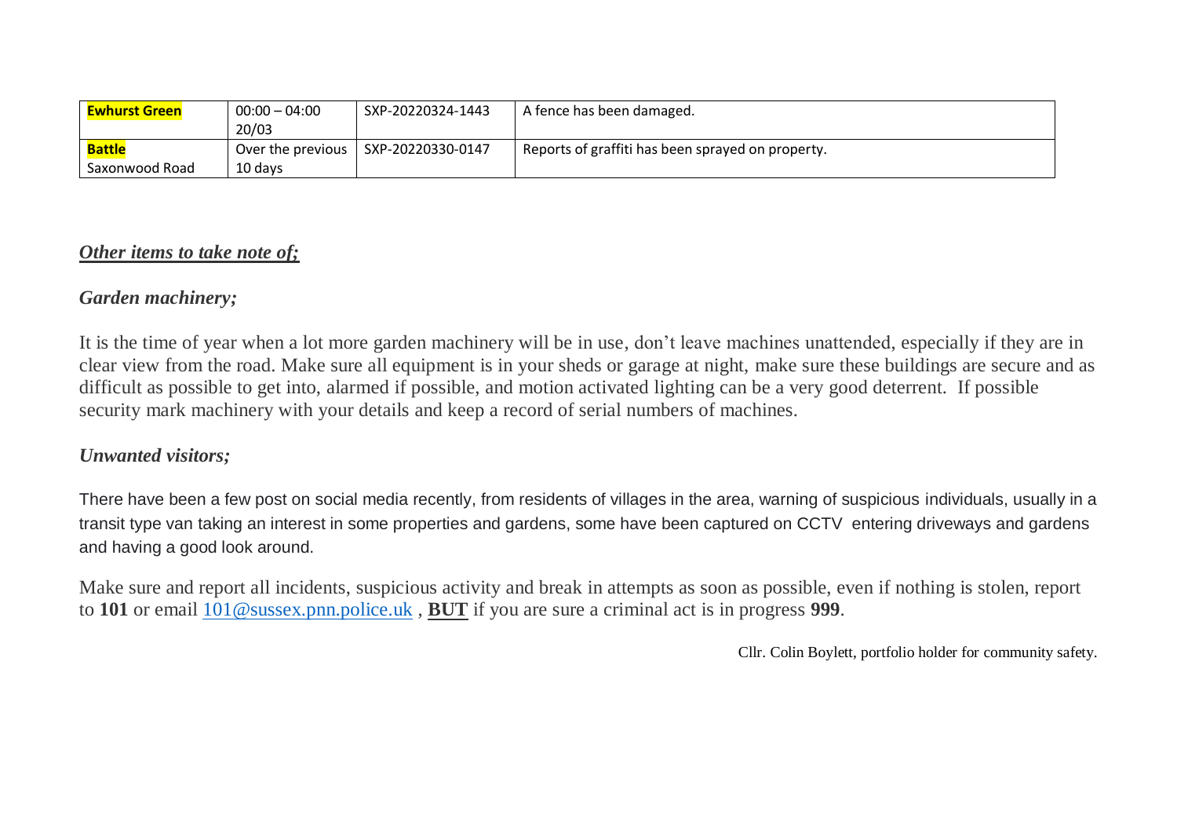| | | | |
|---|---|---|---|
| **Ewhurst Green** | 00:00 – 04:00 20/03 | SXP-20220324-1443 | A fence has been damaged. |
| **Battle** Saxonwood Road | Over the previous 10 days | SXP-20220330-0147 | Reports of graffiti has been sprayed on property. |

***Other items to take note of;***

***Garden machinery;***

It is the time of year when a lot more garden machinery will be in use, don't leave machines unattended, especially if they are in clear view from the road. Make sure all equipment is in your sheds or garage at night, make sure these buildings are secure and as difficult as possible to get into, alarmed if possible, and motion activated lighting can be a very good deterrent. If possible security mark machinery with your details and keep a record of serial numbers of machines.

***Unwanted visitors;***

There have been a few post on social media recently, from residents of villages in the area, warning of suspicious individuals, usually in a transit type van taking an interest in some properties and gardens, some have been captured on CCTV entering driveways and gardens and having a good look around.

Make sure and report all incidents, suspicious activity and break in attempts as soon as possible, even if nothing is stolen, report to **101** or email 101@sussex.pnn.police.uk , **BUT** if you are sure a criminal act is in progress **999**.

Cllr. Colin Boylett, portfolio holder for community safety.